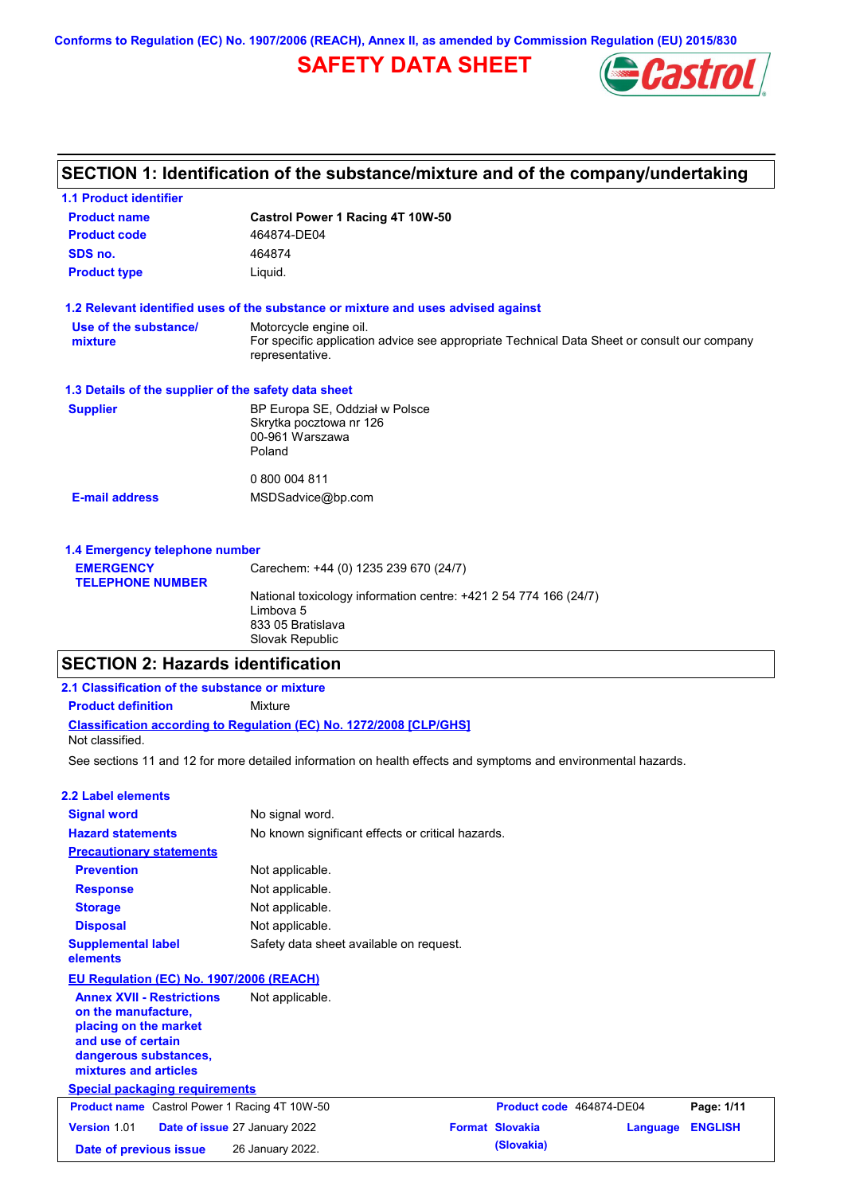Conforms to Regulation (EC) No. 1907/2006 (REACH), Annex II, as amended by Commission Regulation (EU) 2015/830

# SAFETY DATA SHEET

## SECTION 1: Identification of the substance/mixture and of the company/undertaking

### 1.1 Product identifier

| | |
|---|---|
| **Product name** | **Castrol Power 1 Racing 4T 10W-50** |
| **Product code** | 464874-DE04 |
| **SDS no.** | 464874 |
| **Product type** | Liquid. |

### 1.2 Relevant identified uses of the substance or mixture and uses advised against

| | |
|---|---|
| **Use of the substance/ mixture** | Motorcycle engine oil. For specific application advice see appropriate Technical Data Sheet or consult our company representative. |

### 1.3 Details of the supplier of the safety data sheet

| | |
|---|---|
| **Supplier** | BP Europa SE, Oddział w Polsce<br>Skrytka pocztowa nr 126<br>00-961 Warszawa<br>Poland<br><br>0 800 004 811 |
| **E-mail address** | MSDSadvice@bp.com |

### 1.4 Emergency telephone number

| | |
|---|---|
| **EMERGENCY TELEPHONE NUMBER** | Carechem: +44 (0) 1235 239 670 (24/7)<br><br>National toxicology information centre: +421 2 54 774 166 (24/7)<br>Limbova 5<br>833 05 Bratislava<br>Slovak Republic |

## SECTION 2: Hazards identification

### 2.1 Classification of the substance or mixture

**Product definition** Mixture

**Classification according to Regulation (EC) No. 1272/2008 [CLP/GHS]**

Not classified.

See sections 11 and 12 for more detailed information on health effects and symptoms and environmental hazards.

### 2.2 Label elements

| | |
|---|---|
| **Signal word** | No signal word. |
| **Hazard statements** | No known significant effects or critical hazards. |
| **Precautionary statements** | |
| **Prevention** | Not applicable. |
| **Response** | Not applicable. |
| **Storage** | Not applicable. |
| **Disposal** | Not applicable. |
| **Supplemental label elements** | Safety data sheet available on request. |

**EU Regulation (EC) No. 1907/2006 (REACH)**

| | |
|---|---|
| **Annex XVII - Restrictions on the manufacture, placing on the market and use of certain dangerous substances, mixtures and articles** | Not applicable. |

**Special packaging requirements**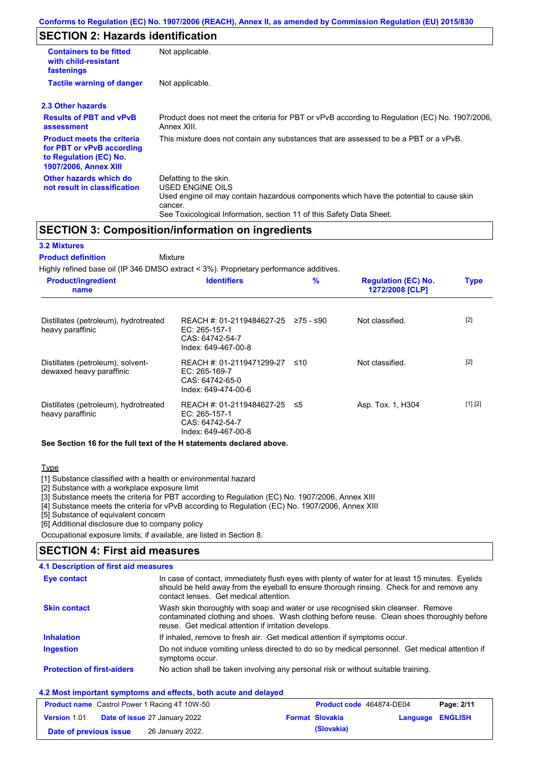Conforms to Regulation (EC) No. 1907/2006 (REACH), Annex II, as amended by Commission Regulation (EU) 2015/830

## SECTION 2: Hazards identification

| | |
|---|---|
| **Containers to be fitted with child-resistant fastenings** | Not applicable. |
| **Tactile warning of danger** | Not applicable. |

### 2.3 Other hazards

| | |
|---|---|
| **Results of PBT and vPvB assessment** | Product does not meet the criteria for PBT or vPvB according to Regulation (EC) No. 1907/2006, Annex XIII. |
| **Product meets the criteria for PBT or vPvB according to Regulation (EC) No. 1907/2006, Annex XIII** | This mixture does not contain any substances that are assessed to be a PBT or a vPvB. |
| **Other hazards which do not result in classification** | Defatting to the skin.<br>USED ENGINE OILS<br>Used engine oil may contain hazardous components which have the potential to cause skin cancer.<br>See Toxicological Information, section 11 of this Safety Data Sheet. |

## SECTION 3: Composition/information on ingredients

### 3.2 Mixtures

**Product definition** Mixture

Highly refined base oil (IP 346 DMSO extract < 3%). Proprietary performance additives.

| Product/ingredient name | Identifiers | % | Regulation (EC) No. 1272/2008 [CLP] | Type |
|---|---|---|---|---|
| Distillates (petroleum), hydrotreated heavy paraffinic | REACH #: 01-2119484627-25<br>EC: 265-157-1<br>CAS: 64742-54-7<br>Index: 649-467-00-8 | ≥75 - ≤90 | Not classified. | [2] |
| Distillates (petroleum), solvent-dewaxed heavy paraffinic | REACH #: 01-2119471299-27<br>EC: 265-169-7<br>CAS: 64742-65-0<br>Index: 649-474-00-6 | ≤10 | Not classified. | [2] |
| Distillates (petroleum), hydrotreated heavy paraffinic | REACH #: 01-2119484627-25<br>EC: 265-157-1<br>CAS: 64742-54-7<br>Index: 649-467-00-8 | ≤5 | Asp. Tox. 1, H304 | [1] [2] |

**See Section 16 for the full text of the H statements declared above.**

Type

[1] Substance classified with a health or environmental hazard
[2] Substance with a workplace exposure limit
[3] Substance meets the criteria for PBT according to Regulation (EC) No. 1907/2006, Annex XIII
[4] Substance meets the criteria for vPvB according to Regulation (EC) No. 1907/2006, Annex XIII
[5] Substance of equivalent concern
[6] Additional disclosure due to company policy

Occupational exposure limits, if available, are listed in Section 8.

## SECTION 4: First aid measures

### 4.1 Description of first aid measures

| | |
|---|---|
| **Eye contact** | In case of contact, immediately flush eyes with plenty of water for at least 15 minutes. Eyelids should be held away from the eyeball to ensure thorough rinsing. Check for and remove any contact lenses. Get medical attention. |
| **Skin contact** | Wash skin thoroughly with soap and water or use recognised skin cleanser. Remove contaminated clothing and shoes. Wash clothing before reuse. Clean shoes thoroughly before reuse. Get medical attention if irritation develops. |
| **Inhalation** | If inhaled, remove to fresh air. Get medical attention if symptoms occur. |
| **Ingestion** | Do not induce vomiting unless directed to do so by medical personnel. Get medical attention if symptoms occur. |
| **Protection of first-aiders** | No action shall be taken involving any personal risk or without suitable training. |

### 4.2 Most important symptoms and effects, both acute and delayed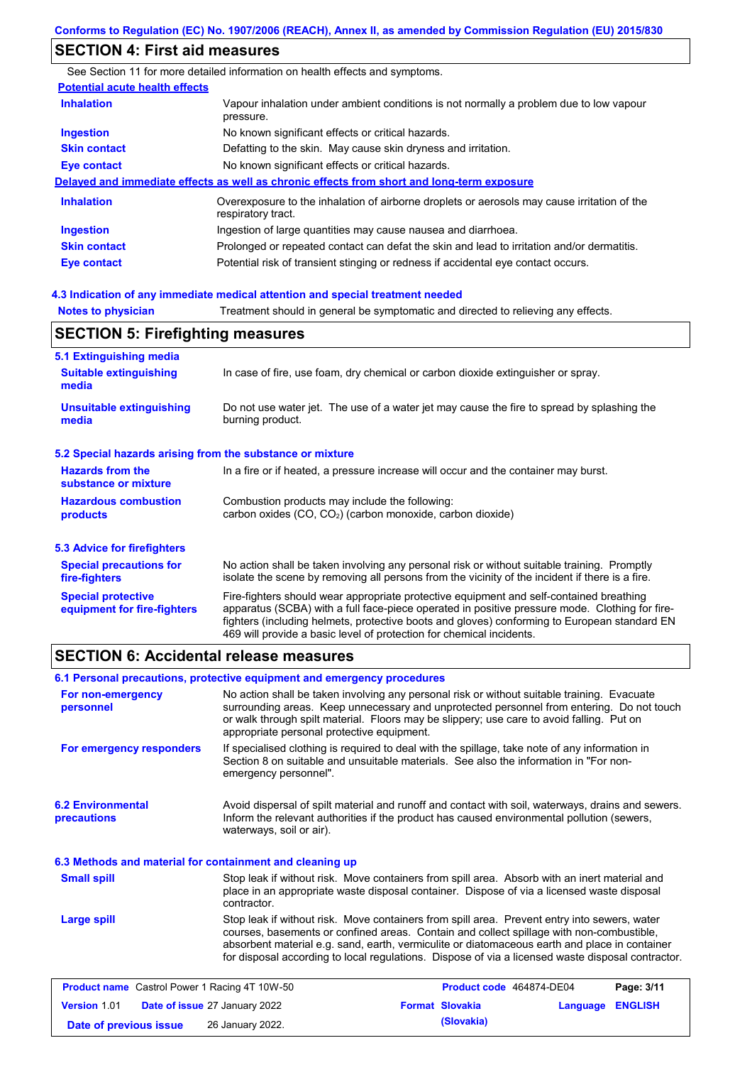## SECTION 4: First aid measures

See Section 11 for more detailed information on health effects and symptoms.

**Potential acute health effects**

| | |
|---|---|
| **Inhalation** | Vapour inhalation under ambient conditions is not normally a problem due to low vapour pressure. |
| **Ingestion** | No known significant effects or critical hazards. |
| **Skin contact** | Defatting to the skin. May cause skin dryness and irritation. |
| **Eye contact** | No known significant effects or critical hazards. |

**Delayed and immediate effects as well as chronic effects from short and long-term exposure**

| | |
|---|---|
| **Inhalation** | Overexposure to the inhalation of airborne droplets or aerosols may cause irritation of the respiratory tract. |
| **Ingestion** | Ingestion of large quantities may cause nausea and diarrhoea. |
| **Skin contact** | Prolonged or repeated contact can defat the skin and lead to irritation and/or dermatitis. |
| **Eye contact** | Potential risk of transient stinging or redness if accidental eye contact occurs. |

### 4.3 Indication of any immediate medical attention and special treatment needed

| | |
|---|---|
| **Notes to physician** | Treatment should in general be symptomatic and directed to relieving any effects. |

## SECTION 5: Firefighting measures

### 5.1 Extinguishing media

| | |
|---|---|
| **Suitable extinguishing media** | In case of fire, use foam, dry chemical or carbon dioxide extinguisher or spray. |
| **Unsuitable extinguishing media** | Do not use water jet. The use of a water jet may cause the fire to spread by splashing the burning product. |

### 5.2 Special hazards arising from the substance or mixture

| | |
|---|---|
| **Hazards from the substance or mixture** | In a fire or if heated, a pressure increase will occur and the container may burst. |
| **Hazardous combustion products** | Combustion products may include the following: carbon oxides (CO, $CO_2$) (carbon monoxide, carbon dioxide) |

### 5.3 Advice for firefighters

| | |
|---|---|
| **Special precautions for fire-fighters** | No action shall be taken involving any personal risk or without suitable training. Promptly isolate the scene by removing all persons from the vicinity of the incident if there is a fire. |
| **Special protective equipment for fire-fighters** | Fire-fighters should wear appropriate protective equipment and self-contained breathing apparatus (SCBA) with a full face-piece operated in positive pressure mode. Clothing for fire-fighters (including helmets, protective boots and gloves) conforming to European standard EN 469 will provide a basic level of protection for chemical incidents. |

## SECTION 6: Accidental release measures

### 6.1 Personal precautions, protective equipment and emergency procedures

| | |
|---|---|
| **For non-emergency personnel** | No action shall be taken involving any personal risk or without suitable training. Evacuate surrounding areas. Keep unnecessary and unprotected personnel from entering. Do not touch or walk through spilt material. Floors may be slippery; use care to avoid falling. Put on appropriate personal protective equipment. |
| **For emergency responders** | If specialised clothing is required to deal with the spillage, take note of any information in Section 8 on suitable and unsuitable materials. See also the information in "For non-emergency personnel". |

| | |
|---|---|
| **6.2 Environmental precautions** | Avoid dispersal of spilt material and runoff and contact with soil, waterways, drains and sewers. Inform the relevant authorities if the product has caused environmental pollution (sewers, waterways, soil or air). |

### 6.3 Methods and material for containment and cleaning up

| | |
|---|---|
| **Small spill** | Stop leak if without risk. Move containers from spill area. Absorb with an inert material and place in an appropriate waste disposal container. Dispose of via a licensed waste disposal contractor. |
| **Large spill** | Stop leak if without risk. Move containers from spill area. Prevent entry into sewers, water courses, basements or confined areas. Contain and collect spillage with non-combustible, absorbent material e.g. sand, earth, vermiculite or diatomaceous earth and place in container for disposal according to local regulations. Dispose of via a licensed waste disposal contractor. |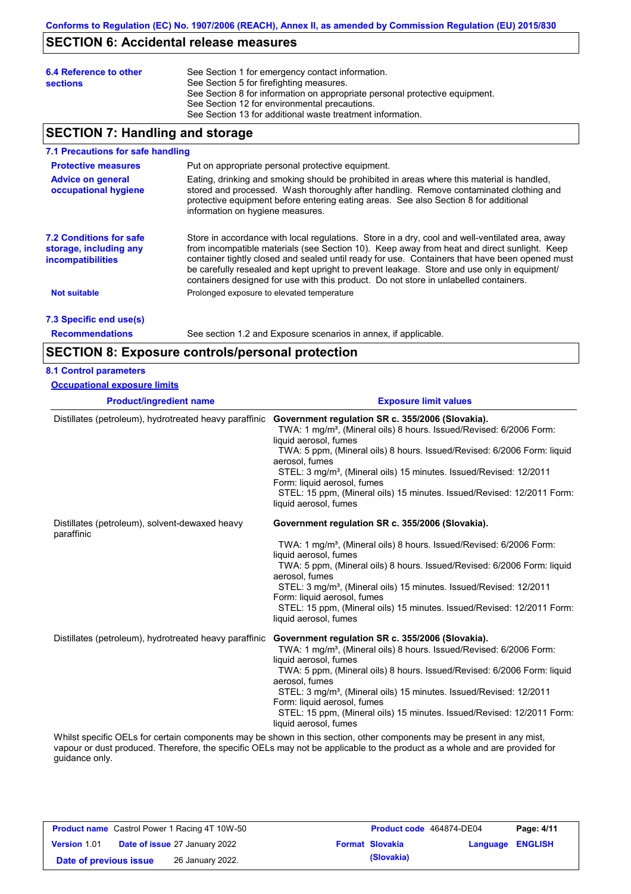## SECTION 6: Accidental release measures

| | |
|---|---|
| **6.4 Reference to other sections** | See Section 1 for emergency contact information.<br>See Section 5 for firefighting measures.<br>See Section 8 for information on appropriate personal protective equipment.<br>See Section 12 for environmental precautions.<br>See Section 13 for additional waste treatment information. |

## SECTION 7: Handling and storage

### 7.1 Precautions for safe handling

**Protective measures** Put on appropriate personal protective equipment.

**Advice on general occupational hygiene** Eating, drinking and smoking should be prohibited in areas where this material is handled, stored and processed. Wash thoroughly after handling. Remove contaminated clothing and protective equipment before entering eating areas. See also Section 8 for additional information on hygiene measures.

### 7.2 Conditions for safe storage, including any incompatibilities

Store in accordance with local regulations. Store in a dry, cool and well-ventilated area, away from incompatible materials (see Section 10). Keep away from heat and direct sunlight. Keep container tightly closed and sealed until ready for use. Containers that have been opened must be carefully resealed and kept upright to prevent leakage. Store and use only in equipment/ containers designed for use with this product. Do not store in unlabelled containers.

**Not suitable** Prolonged exposure to elevated temperature

### 7.3 Specific end use(s)

**Recommendations** See section 1.2 and Exposure scenarios in annex, if applicable.

## SECTION 8: Exposure controls/personal protection

### 8.1 Control parameters

**Occupational exposure limits**

| Product/ingredient name | Exposure limit values |
|---|---|
| Distillates (petroleum), hydrotreated heavy paraffinic | **Government regulation SR c. 355/2006 (Slovakia).**<br>TWA: 1 mg/m³, (Mineral oils) 8 hours. Issued/Revised: 6/2006 Form: liquid aerosol, fumes<br>TWA: 5 ppm, (Mineral oils) 8 hours. Issued/Revised: 6/2006 Form: liquid aerosol, fumes<br>STEL: 3 mg/m³, (Mineral oils) 15 minutes. Issued/Revised: 12/2011 Form: liquid aerosol, fumes<br>STEL: 15 ppm, (Mineral oils) 15 minutes. Issued/Revised: 12/2011 Form: liquid aerosol, fumes |
| Distillates (petroleum), solvent-dewaxed heavy paraffinic | **Government regulation SR c. 355/2006 (Slovakia).**<br>TWA: 1 mg/m³, (Mineral oils) 8 hours. Issued/Revised: 6/2006 Form: liquid aerosol, fumes<br>TWA: 5 ppm, (Mineral oils) 8 hours. Issued/Revised: 6/2006 Form: liquid aerosol, fumes<br>STEL: 3 mg/m³, (Mineral oils) 15 minutes. Issued/Revised: 12/2011 Form: liquid aerosol, fumes<br>STEL: 15 ppm, (Mineral oils) 15 minutes. Issued/Revised: 12/2011 Form: liquid aerosol, fumes |
| Distillates (petroleum), hydrotreated heavy paraffinic | **Government regulation SR c. 355/2006 (Slovakia).**<br>TWA: 1 mg/m³, (Mineral oils) 8 hours. Issued/Revised: 6/2006 Form: liquid aerosol, fumes<br>TWA: 5 ppm, (Mineral oils) 8 hours. Issued/Revised: 6/2006 Form: liquid aerosol, fumes<br>STEL: 3 mg/m³, (Mineral oils) 15 minutes. Issued/Revised: 12/2011 Form: liquid aerosol, fumes<br>STEL: 15 ppm, (Mineral oils) 15 minutes. Issued/Revised: 12/2011 Form: liquid aerosol, fumes |

Whilst specific OELs for certain components may be shown in this section, other components may be present in any mist, vapour or dust produced. Therefore, the specific OELs may not be applicable to the product as a whole and are provided for guidance only.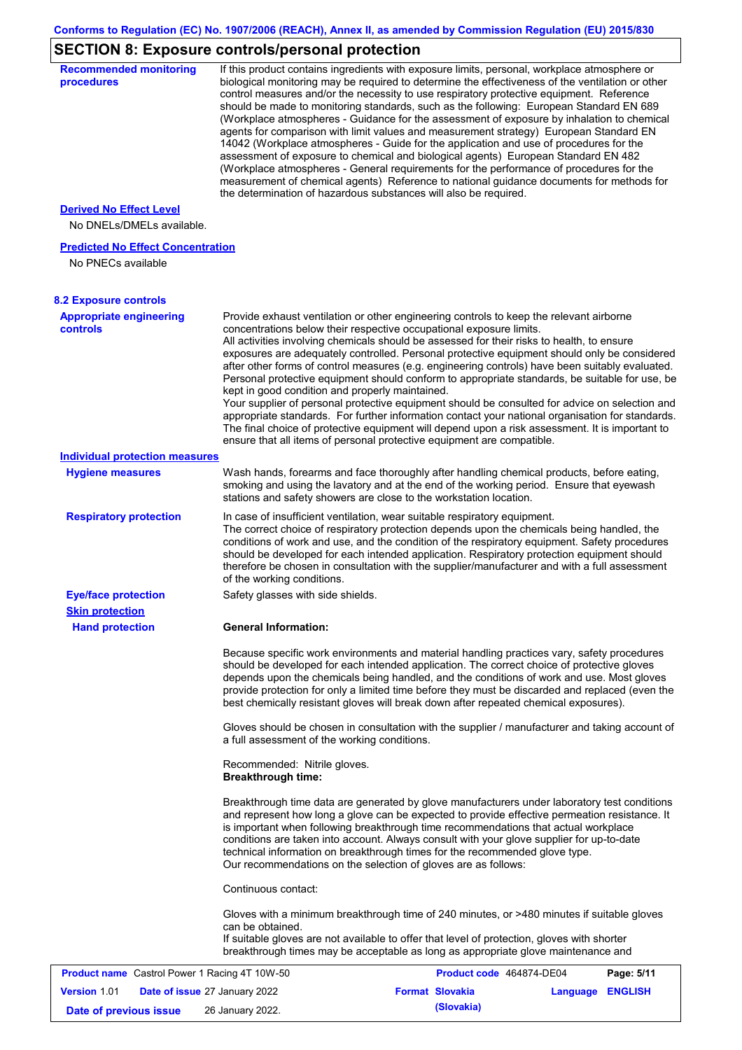## SECTION 8: Exposure controls/personal protection

**Recommended monitoring procedures**

If this product contains ingredients with exposure limits, personal, workplace atmosphere or biological monitoring may be required to determine the effectiveness of the ventilation or other control measures and/or the necessity to use respiratory protective equipment. Reference should be made to monitoring standards, such as the following: European Standard EN 689 (Workplace atmospheres - Guidance for the assessment of exposure by inhalation to chemical agents for comparison with limit values and measurement strategy) European Standard EN 14042 (Workplace atmospheres - Guide for the application and use of procedures for the assessment of exposure to chemical and biological agents) European Standard EN 482 (Workplace atmospheres - General requirements for the performance of procedures for the measurement of chemical agents) Reference to national guidance documents for methods for the determination of hazardous substances will also be required.

**Derived No Effect Level**

No DNELs/DMELs available.

**Predicted No Effect Concentration**

No PNECs available

### 8.2 Exposure controls

**Appropriate engineering controls**

Provide exhaust ventilation or other engineering controls to keep the relevant airborne concentrations below their respective occupational exposure limits.
All activities involving chemicals should be assessed for their risks to health, to ensure exposures are adequately controlled. Personal protective equipment should only be considered after other forms of control measures (e.g. engineering controls) have been suitably evaluated. Personal protective equipment should conform to appropriate standards, be suitable for use, be kept in good condition and properly maintained.
Your supplier of personal protective equipment should be consulted for advice on selection and appropriate standards. For further information contact your national organisation for standards. The final choice of protective equipment will depend upon a risk assessment. It is important to ensure that all items of personal protective equipment are compatible.

**Individual protection measures**

**Hygiene measures**

Wash hands, forearms and face thoroughly after handling chemical products, before eating, smoking and using the lavatory and at the end of the working period. Ensure that eyewash stations and safety showers are close to the workstation location.

**Respiratory protection**

In case of insufficient ventilation, wear suitable respiratory equipment.
The correct choice of respiratory protection depends upon the chemicals being handled, the conditions of work and use, and the condition of the respiratory equipment. Safety procedures should be developed for each intended application. Respiratory protection equipment should therefore be chosen in consultation with the supplier/manufacturer and with a full assessment of the working conditions.

**Eye/face protection**

Safety glasses with side shields.

**Skin protection**

**Hand protection**

**General Information:**

Because specific work environments and material handling practices vary, safety procedures should be developed for each intended application. The correct choice of protective gloves depends upon the chemicals being handled, and the conditions of work and use. Most gloves provide protection for only a limited time before they must be discarded and replaced (even the best chemically resistant gloves will break down after repeated chemical exposures).

Gloves should be chosen in consultation with the supplier / manufacturer and taking account of a full assessment of the working conditions.

Recommended: Nitrile gloves.
**Breakthrough time:**

Breakthrough time data are generated by glove manufacturers under laboratory test conditions and represent how long a glove can be expected to provide effective permeation resistance. It is important when following breakthrough time recommendations that actual workplace conditions are taken into account. Always consult with your glove supplier for up-to-date technical information on breakthrough times for the recommended glove type.
Our recommendations on the selection of gloves are as follows:

Continuous contact:

Gloves with a minimum breakthrough time of 240 minutes, or >480 minutes if suitable gloves can be obtained.
If suitable gloves are not available to offer that level of protection, gloves with shorter breakthrough times may be acceptable as long as appropriate glove maintenance and

| **Product name** Castrol Power 1 Racing 4T 10W-50 | | **Product code** 464874-DE04 | |
|---|---|---|---|
| **Version** 1.01 | **Date of issue** 27 January 2022 | **Format** Slovakia (Slovakia) | **Language** ENGLISH |
| **Date of previous issue** | 26 January 2022. | | |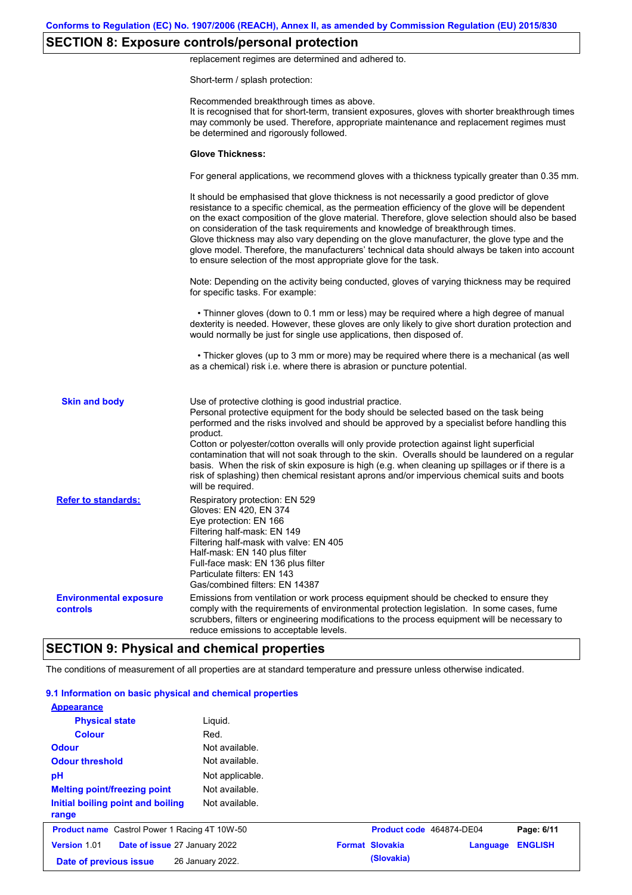## SECTION 8: Exposure controls/personal protection

replacement regimes are determined and adhered to.

Short-term / splash protection:

Recommended breakthrough times as above.
It is recognised that for short-term, transient exposures, gloves with shorter breakthrough times may commonly be used. Therefore, appropriate maintenance and replacement regimes must be determined and rigorously followed.

**Glove Thickness:**

For general applications, we recommend gloves with a thickness typically greater than 0.35 mm.

It should be emphasised that glove thickness is not necessarily a good predictor of glove resistance to a specific chemical, as the permeation efficiency of the glove will be dependent on the exact composition of the glove material. Therefore, glove selection should also be based on consideration of the task requirements and knowledge of breakthrough times.
Glove thickness may also vary depending on the glove manufacturer, the glove type and the glove model. Therefore, the manufacturers' technical data should always be taken into account to ensure selection of the most appropriate glove for the task.

Note: Depending on the activity being conducted, gloves of varying thickness may be required for specific tasks. For example:

• Thinner gloves (down to 0.1 mm or less) may be required where a high degree of manual dexterity is needed. However, these gloves are only likely to give short duration protection and would normally be just for single use applications, then disposed of.

• Thicker gloves (up to 3 mm or more) may be required where there is a mechanical (as well as a chemical) risk i.e. where there is abrasion or puncture potential.

**Skin and body**

Use of protective clothing is good industrial practice.
Personal protective equipment for the body should be selected based on the task being performed and the risks involved and should be approved by a specialist before handling this product.
Cotton or polyester/cotton overalls will only provide protection against light superficial contamination that will not soak through to the skin. Overalls should be laundered on a regular basis. When the risk of skin exposure is high (e.g. when cleaning up spillages or if there is a risk of splashing) then chemical resistant aprons and/or impervious chemical suits and boots will be required.

**Refer to standards:**

Respiratory protection: EN 529
Gloves: EN 420, EN 374
Eye protection: EN 166
Filtering half-mask: EN 149
Filtering half-mask with valve: EN 405
Half-mask: EN 140 plus filter
Full-face mask: EN 136 plus filter
Particulate filters: EN 143
Gas/combined filters: EN 14387

**Environmental exposure controls**

Emissions from ventilation or work process equipment should be checked to ensure they comply with the requirements of environmental protection legislation. In some cases, fume scrubbers, filters or engineering modifications to the process equipment will be necessary to reduce emissions to acceptable levels.

## SECTION 9: Physical and chemical properties

The conditions of measurement of all properties are at standard temperature and pressure unless otherwise indicated.

### 9.1 Information on basic physical and chemical properties

**Appearance**

| | |
|---|---|
| Physical state | Liquid. |
| Colour | Red. |
| Odour | Not available. |
| Odour threshold | Not available. |
| pH | Not applicable. |
| Melting point/freezing point | Not available. |
| Initial boiling point and boiling range | Not available. |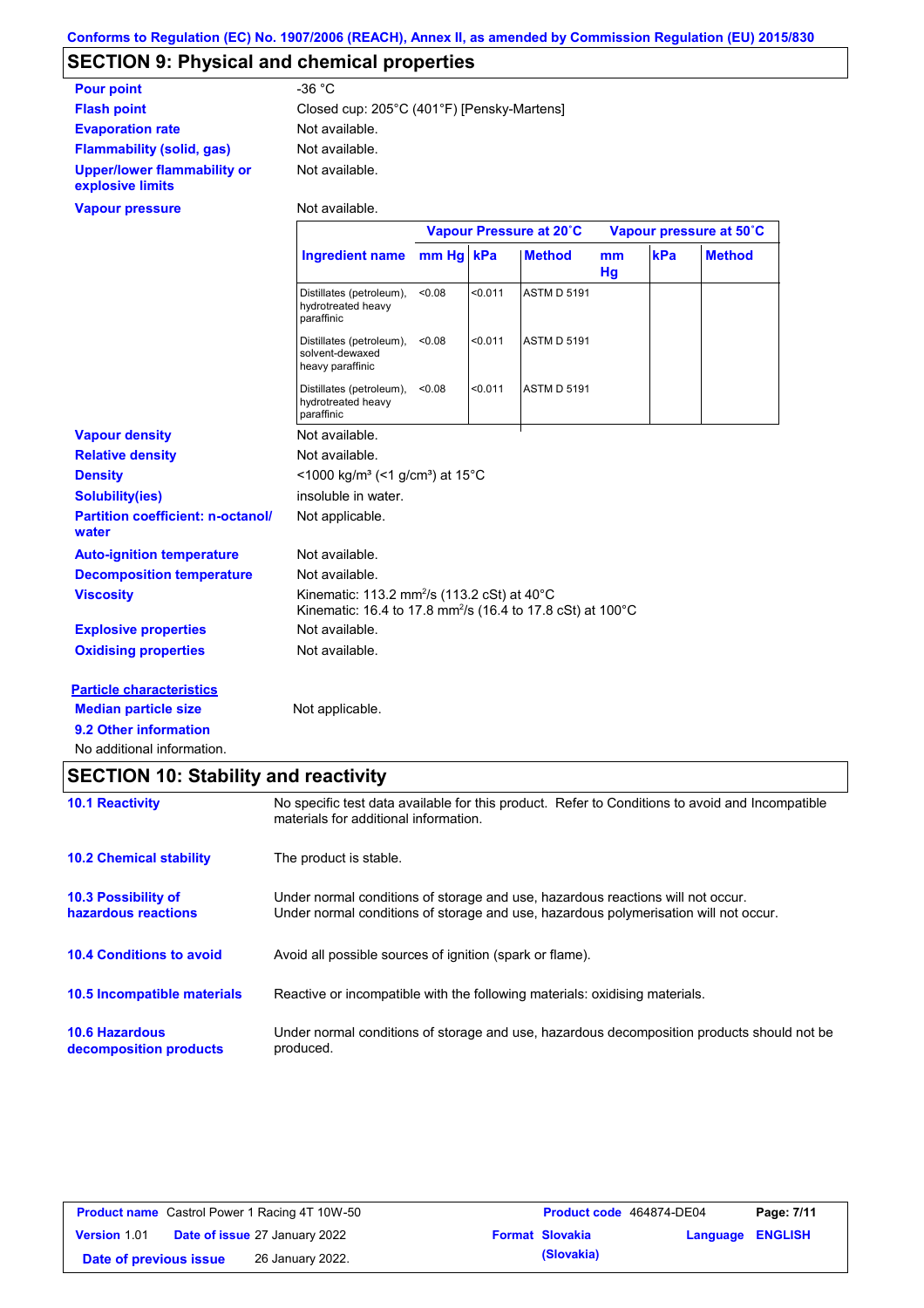Conforms to Regulation (EC) No. 1907/2006 (REACH), Annex II, as amended by Commission Regulation (EU) 2015/830

## SECTION 9: Physical and chemical properties

**Pour point** -36 °C

**Flash point** Closed cup: 205°C (401°F) [Pensky-Martens]

**Evaporation rate** Not available.

**Flammability (solid, gas)** Not available.

**Upper/lower flammability or explosive limits** Not available.

**Vapour pressure** Not available.

| | Vapour Pressure at 20˚C | | | Vapour pressure at 50˚C | | |
|---|---|---|---|---|---|---|
| **Ingredient name** | **mm Hg** | **kPa** | **Method** | **mm Hg** | **kPa** | **Method** |
| Distillates (petroleum), hydrotreated heavy paraffinic | <0.08 | <0.011 | ASTM D 5191 | | | |
| Distillates (petroleum), solvent-dewaxed heavy paraffinic | <0.08 | <0.011 | ASTM D 5191 | | | |
| Distillates (petroleum), hydrotreated heavy paraffinic | <0.08 | <0.011 | ASTM D 5191 | | | |

**Vapour density** Not available.

**Relative density** Not available.

**Density** <1000 kg/m³ (<1 g/cm³) at 15°C

**Solubility(ies)** insoluble in water.

**Partition coefficient: n-octanol/water** Not applicable.

**Auto-ignition temperature** Not available.

**Decomposition temperature** Not available.

**Viscosity** Kinematic: 113.2 mm²/s (113.2 cSt) at 40°C
Kinematic: 16.4 to 17.8 mm²/s (16.4 to 17.8 cSt) at 100°C

**Explosive properties** Not available.

**Oxidising properties** Not available.

**Particle characteristics**

**Median particle size** Not applicable.

**9.2 Other information**

No additional information.

## SECTION 10: Stability and reactivity

**10.1 Reactivity** No specific test data available for this product. Refer to Conditions to avoid and Incompatible materials for additional information.

**10.2 Chemical stability** The product is stable.

**10.3 Possibility of hazardous reactions** Under normal conditions of storage and use, hazardous reactions will not occur.
Under normal conditions of storage and use, hazardous polymerisation will not occur.

**10.4 Conditions to avoid** Avoid all possible sources of ignition (spark or flame).

**10.5 Incompatible materials** Reactive or incompatible with the following materials: oxidising materials.

**10.6 Hazardous decomposition products** Under normal conditions of storage and use, hazardous decomposition products should not be produced.

| **Product name** Castrol Power 1 Racing 4T 10W-50 | **Product code** 464874-DE04 | **Page:** 7/11 |
|---|---|---|
| **Version** 1.01 **Date of issue** 27 January 2022 | **Format** Slovakia (Slovakia) | **Language** ENGLISH |
| **Date of previous issue** 26 January 2022. | | |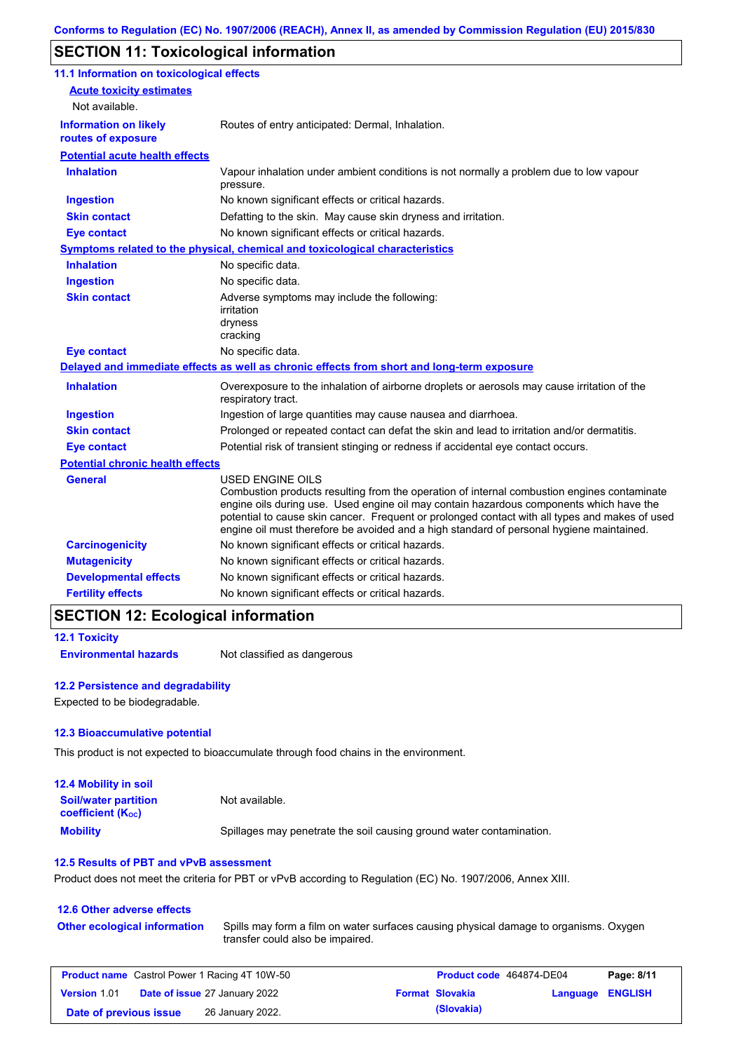## SECTION 11: Toxicological information

### 11.1 Information on toxicological effects

**Acute toxicity estimates**

Not available.

| | |
|---|---|
| **Information on likely routes of exposure** | Routes of entry anticipated: Dermal, Inhalation. |

**Potential acute health effects**

| | |
|---|---|
| **Inhalation** | Vapour inhalation under ambient conditions is not normally a problem due to low vapour pressure. |
| **Ingestion** | No known significant effects or critical hazards. |
| **Skin contact** | Defatting to the skin. May cause skin dryness and irritation. |
| **Eye contact** | No known significant effects or critical hazards. |

**Symptoms related to the physical, chemical and toxicological characteristics**

| | |
|---|---|
| **Inhalation** | No specific data. |
| **Ingestion** | No specific data. |
| **Skin contact** | Adverse symptoms may include the following:<br>irritation<br>dryness<br>cracking |
| **Eye contact** | No specific data. |

**Delayed and immediate effects as well as chronic effects from short and long-term exposure**

| | |
|---|---|
| **Inhalation** | Overexposure to the inhalation of airborne droplets or aerosols may cause irritation of the respiratory tract. |
| **Ingestion** | Ingestion of large quantities may cause nausea and diarrhoea. |
| **Skin contact** | Prolonged or repeated contact can defat the skin and lead to irritation and/or dermatitis. |
| **Eye contact** | Potential risk of transient stinging or redness if accidental eye contact occurs. |

**Potential chronic health effects**

| | |
|---|---|
| **General** | USED ENGINE OILS<br>Combustion products resulting from the operation of internal combustion engines contaminate engine oils during use. Used engine oil may contain hazardous components which have the potential to cause skin cancer. Frequent or prolonged contact with all types and makes of used engine oil must therefore be avoided and a high standard of personal hygiene maintained. |
| **Carcinogenicity** | No known significant effects or critical hazards. |
| **Mutagenicity** | No known significant effects or critical hazards. |
| **Developmental effects** | No known significant effects or critical hazards. |
| **Fertility effects** | No known significant effects or critical hazards. |

## SECTION 12: Ecological information

### 12.1 Toxicity

| | |
|---|---|
| **Environmental hazards** | Not classified as dangerous |

### 12.2 Persistence and degradability

Expected to be biodegradable.

### 12.3 Bioaccumulative potential

This product is not expected to bioaccumulate through food chains in the environment.

### 12.4 Mobility in soil

| | |
|---|---|
| **Soil/water partition coefficient ($K_{OC}$)** | Not available. |
| **Mobility** | Spillages may penetrate the soil causing ground water contamination. |

### 12.5 Results of PBT and vPvB assessment

Product does not meet the criteria for PBT or vPvB according to Regulation (EC) No. 1907/2006, Annex XIII.

### 12.6 Other adverse effects

| | |
|---|---|
| **Other ecological information** | Spills may form a film on water surfaces causing physical damage to organisms. Oxygen transfer could also be impaired. |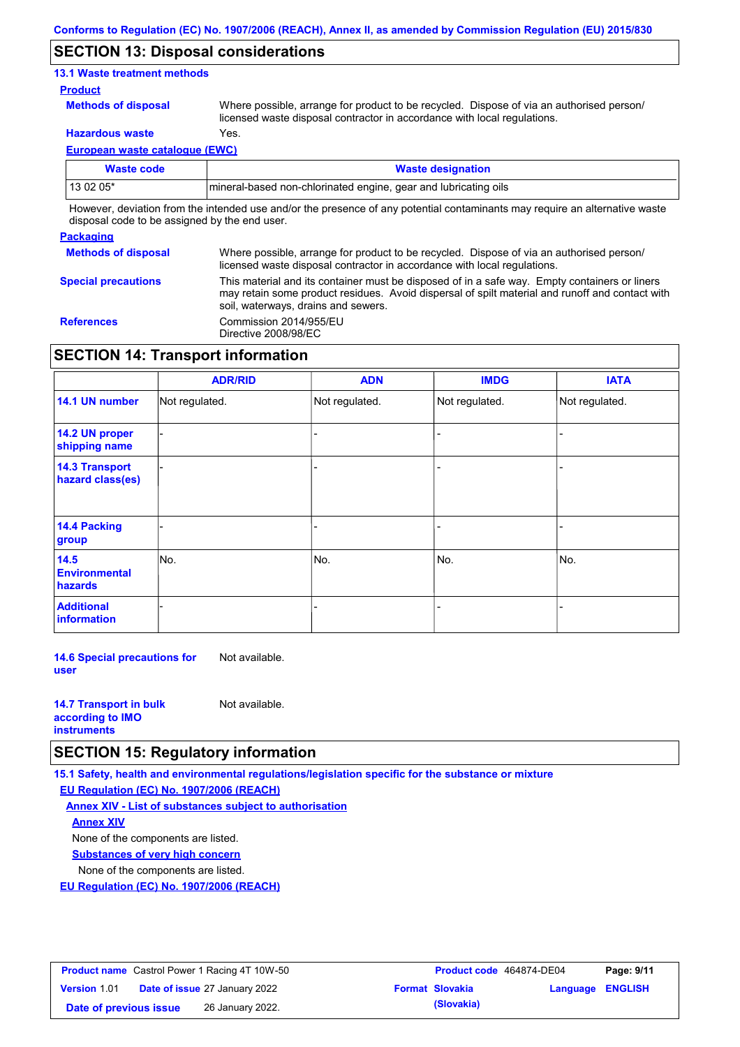## SECTION 13: Disposal considerations

### 13.1 Waste treatment methods

**Product**

**Methods of disposal** Where possible, arrange for product to be recycled. Dispose of via an authorised person/ licensed waste disposal contractor in accordance with local regulations.

**Hazardous waste** Yes.

**European waste catalogue (EWC)**

| Waste code | Waste designation |
| --- | --- |
| 13 02 05* | mineral-based non-chlorinated engine, gear and lubricating oils |

However, deviation from the intended use and/or the presence of any potential contaminants may require an alternative waste disposal code to be assigned by the end user.

**Packaging**

**Methods of disposal** Where possible, arrange for product to be recycled. Dispose of via an authorised person/ licensed waste disposal contractor in accordance with local regulations.

**Special precautions** This material and its container must be disposed of in a safe way. Empty containers or liners may retain some product residues. Avoid dispersal of spilt material and runoff and contact with soil, waterways, drains and sewers.

**References** Commission 2014/955/EU
Directive 2008/98/EC

## SECTION 14: Transport information

| | ADR/RID | ADN | IMDG | IATA |
| --- | --- | --- | --- | --- |
| 14.1 UN number | Not regulated. | Not regulated. | Not regulated. | Not regulated. |
| 14.2 UN proper shipping name | - | - | - | - |
| 14.3 Transport hazard class(es) | - | - | - | - |
| 14.4 Packing group | - | - | - | - |
| 14.5 Environmental hazards | No. | No. | No. | No. |
| Additional information | - | - | - | - |

**14.6 Special precautions for user** Not available.

**14.7 Transport in bulk according to IMO instruments** Not available.

## SECTION 15: Regulatory information

**15.1 Safety, health and environmental regulations/legislation specific for the substance or mixture**

**EU Regulation (EC) No. 1907/2006 (REACH)**

**Annex XIV - List of substances subject to authorisation**

**Annex XIV**

None of the components are listed.

**Substances of very high concern**

None of the components are listed.

**EU Regulation (EC) No. 1907/2006 (REACH)**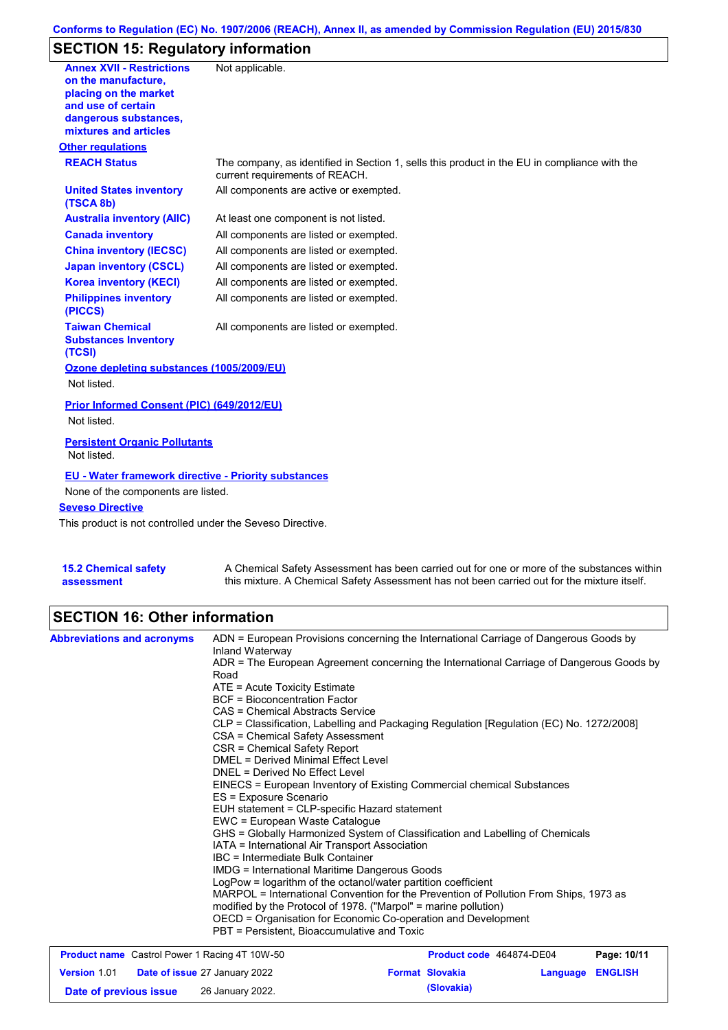## SECTION 15: Regulatory information

| | |
|---|---|
| **Annex XVII - Restrictions on the manufacture, placing on the market and use of certain dangerous substances, mixtures and articles** | Not applicable. |

**Other regulations**

| | |
|---|---|
| **REACH Status** | The company, as identified in Section 1, sells this product in the EU in compliance with the current requirements of REACH. |
| **United States inventory (TSCA 8b)** | All components are active or exempted. |
| **Australia inventory (AIIC)** | At least one component is not listed. |
| **Canada inventory** | All components are listed or exempted. |
| **China inventory (IECSC)** | All components are listed or exempted. |
| **Japan inventory (CSCL)** | All components are listed or exempted. |
| **Korea inventory (KECI)** | All components are listed or exempted. |
| **Philippines inventory (PICCS)** | All components are listed or exempted. |
| **Taiwan Chemical Substances Inventory (TCSI)** | All components are listed or exempted. |

**Ozone depleting substances (1005/2009/EU)**

Not listed.

**Prior Informed Consent (PIC) (649/2012/EU)**

Not listed.

**Persistent Organic Pollutants**

Not listed.

**EU - Water framework directive - Priority substances**

None of the components are listed.

**Seveso Directive**

This product is not controlled under the Seveso Directive.

**15.2 Chemical safety assessment**

A Chemical Safety Assessment has been carried out for one or more of the substances within this mixture. A Chemical Safety Assessment has not been carried out for the mixture itself.

## SECTION 16: Other information

**Abbreviations and acronyms**

ADN = European Provisions concerning the International Carriage of Dangerous Goods by Inland Waterway
ADR = The European Agreement concerning the International Carriage of Dangerous Goods by Road
ATE = Acute Toxicity Estimate
BCF = Bioconcentration Factor
CAS = Chemical Abstracts Service
CLP = Classification, Labelling and Packaging Regulation [Regulation (EC) No. 1272/2008]
CSA = Chemical Safety Assessment
CSR = Chemical Safety Report
DMEL = Derived Minimal Effect Level
DNEL = Derived No Effect Level
EINECS = European Inventory of Existing Commercial chemical Substances
ES = Exposure Scenario
EUH statement = CLP-specific Hazard statement
EWC = European Waste Catalogue
GHS = Globally Harmonized System of Classification and Labelling of Chemicals
IATA = International Air Transport Association
IBC = Intermediate Bulk Container
IMDG = International Maritime Dangerous Goods
LogPow = logarithm of the octanol/water partition coefficient
MARPOL = International Convention for the Prevention of Pollution From Ships, 1973 as modified by the Protocol of 1978. ("Marpol" = marine pollution)
OECD = Organisation for Economic Co-operation and Development
PBT = Persistent, Bioaccumulative and Toxic

| | | | |
|---|---|---|---|
| **Product name** Castrol Power 1 Racing 4T 10W-50 | | **Product code** 464874-DE04 | **Page: 10/11** |
| **Version** 1.01 | **Date of issue** 27 January 2022 | **Format Slovakia (Slovakia)** | **Language ENGLISH** |
| **Date of previous issue** | 26 January 2022. | | |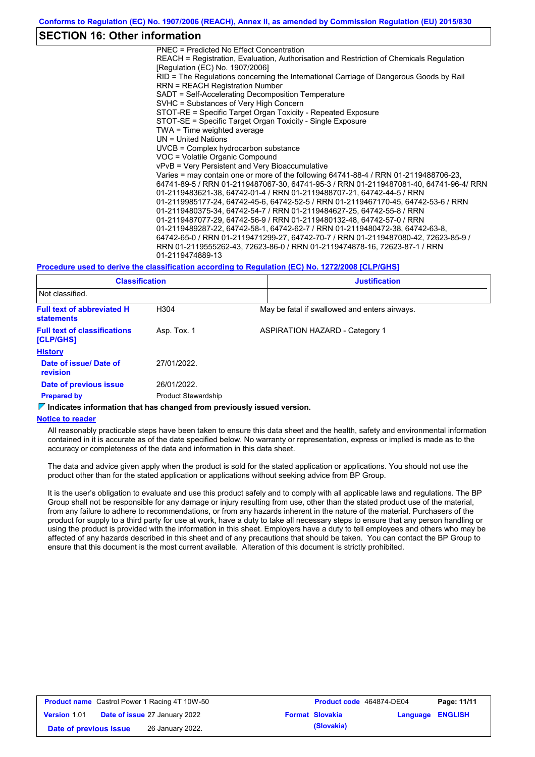## SECTION 16: Other information

PNEC = Predicted No Effect Concentration
REACH = Registration, Evaluation, Authorisation and Restriction of Chemicals Regulation [Regulation (EC) No. 1907/2006]
RID = The Regulations concerning the International Carriage of Dangerous Goods by Rail
RRN = REACH Registration Number
SADT = Self-Accelerating Decomposition Temperature
SVHC = Substances of Very High Concern
STOT-RE = Specific Target Organ Toxicity - Repeated Exposure
STOT-SE = Specific Target Organ Toxicity - Single Exposure
TWA = Time weighted average
UN = United Nations
UVCB = Complex hydrocarbon substance
VOC = Volatile Organic Compound
vPvB = Very Persistent and Very Bioaccumulative
Varies = may contain one or more of the following 64741-88-4 / RRN 01-2119488706-23, 64741-89-5 / RRN 01-2119487067-30, 64741-95-3 / RRN 01-2119487081-40, 64741-96-4/ RRN 01-2119483621-38, 64742-01-4 / RRN 01-2119488707-21, 64742-44-5 / RRN 01-2119985177-24, 64742-45-6, 64742-52-5 / RRN 01-2119467170-45, 64742-53-6 / RRN 01-2119480375-34, 64742-54-7 / RRN 01-2119484627-25, 64742-55-8 / RRN 01-2119487077-29, 64742-56-9 / RRN 01-2119480132-48, 64742-57-0 / RRN 01-2119489287-22, 64742-58-1, 64742-62-7 / RRN 01-2119480472-38, 64742-63-8, 64742-65-0 / RRN 01-2119471299-27, 64742-70-7 / RRN 01-2119487080-42, 72623-85-9 / RRN 01-2119555262-43, 72623-86-0 / RRN 01-2119474878-16, 72623-87-1 / RRN 01-2119474889-13

**Procedure used to derive the classification according to Regulation (EC) No. 1272/2008 [CLP/GHS]**

| Classification | Justification |
|---|---|
| Not classified. | |

**Full text of abbreviated H statements** H304 May be fatal if swallowed and enters airways.

**Full text of classifications [CLP/GHS]** Asp. Tox. 1 ASPIRATION HAZARD - Category 1

**History**

**Date of issue/ Date of revision** 27/01/2022.

**Date of previous issue** 26/01/2022.

**Prepared by** Product Stewardship

**Indicates information that has changed from previously issued version.**

**Notice to reader**

All reasonably practicable steps have been taken to ensure this data sheet and the health, safety and environmental information contained in it is accurate as of the date specified below. No warranty or representation, express or implied is made as to the accuracy or completeness of the data and information in this data sheet.

The data and advice given apply when the product is sold for the stated application or applications. You should not use the product other than for the stated application or applications without seeking advice from BP Group.

It is the user's obligation to evaluate and use this product safely and to comply with all applicable laws and regulations. The BP Group shall not be responsible for any damage or injury resulting from use, other than the stated product use of the material, from any failure to adhere to recommendations, or from any hazards inherent in the nature of the material. Purchasers of the product for supply to a third party for use at work, have a duty to take all necessary steps to ensure that any person handling or using the product is provided with the information in this sheet. Employers have a duty to tell employees and others who may be affected of any hazards described in this sheet and of any precautions that should be taken. You can contact the BP Group to ensure that this document is the most current available. Alteration of this document is strictly prohibited.